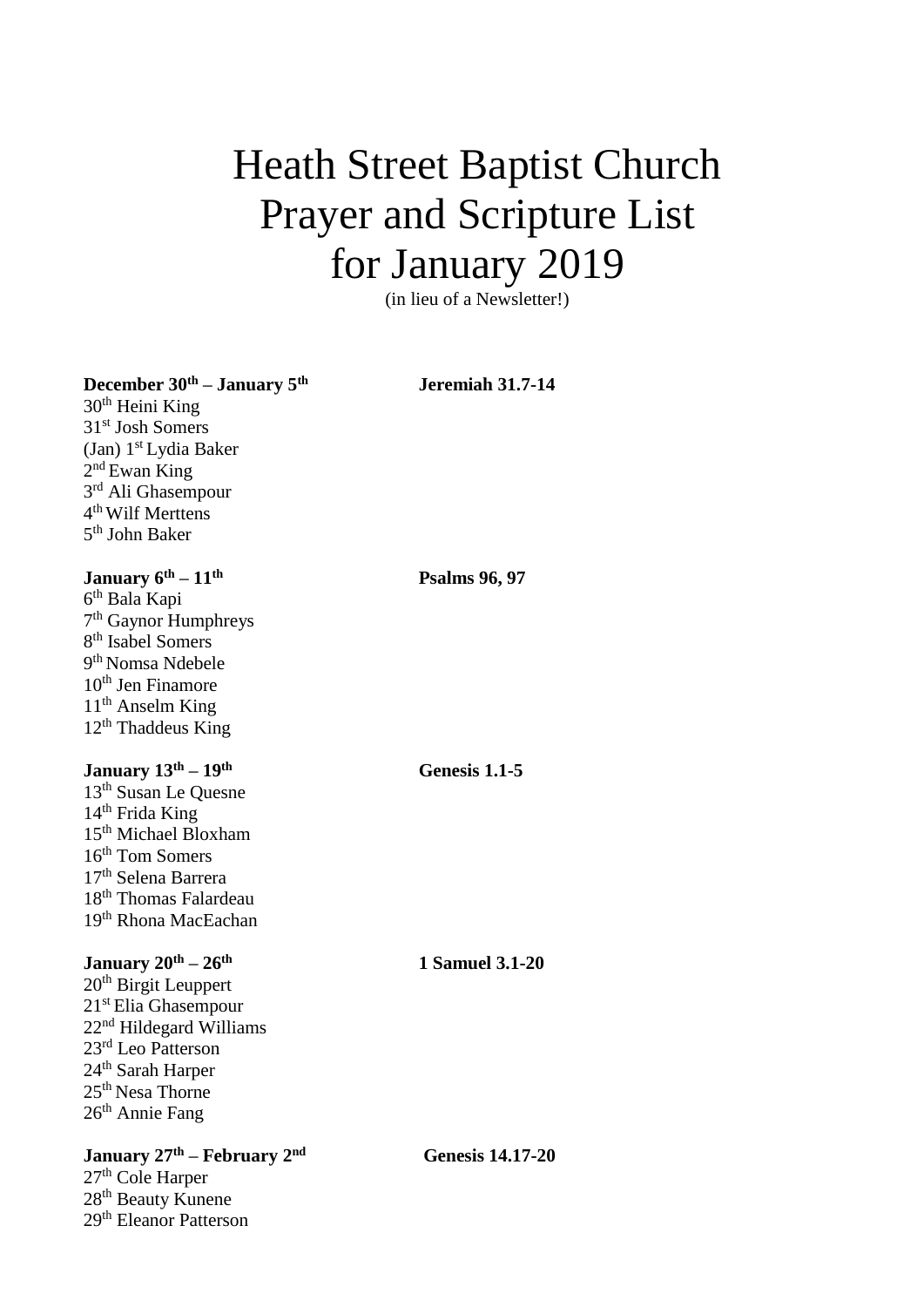# Heath Street Baptist Church
# Prayer and Scripture List
# for January 2019

(in lieu of a Newsletter!)

**December 30th – January 5th** **Jeremiah 31.7-14**

30th Heini King
31st Josh Somers
(Jan) 1st Lydia Baker
2nd Ewan King
3rd Ali Ghasempour
4th Wilf Merttens
5th John Baker

**January 6th – 11th** **Psalms 96, 97**

6th Bala Kapi
7th Gaynor Humphreys
8th Isabel Somers
9th Nomsa Ndebele
10th Jen Finamore
11th Anselm King
12th Thaddeus King

**January 13th – 19th** **Genesis 1.1-5**

13th Susan Le Quesne
14th Frida King
15th Michael Bloxham
16th Tom Somers
17th Selena Barrera
18th Thomas Falardeau
19th Rhona MacEachan

**January 20th – 26th** **1 Samuel 3.1-20**

20th Birgit Leuppert
21st Elia Ghasempour
22nd Hildegard Williams
23rd Leo Patterson
24th Sarah Harper
25th Nesa Thorne
26th Annie Fang

**January 27th – February 2nd** **Genesis 14.17-20**

27th Cole Harper
28th Beauty Kunene
29th Eleanor Patterson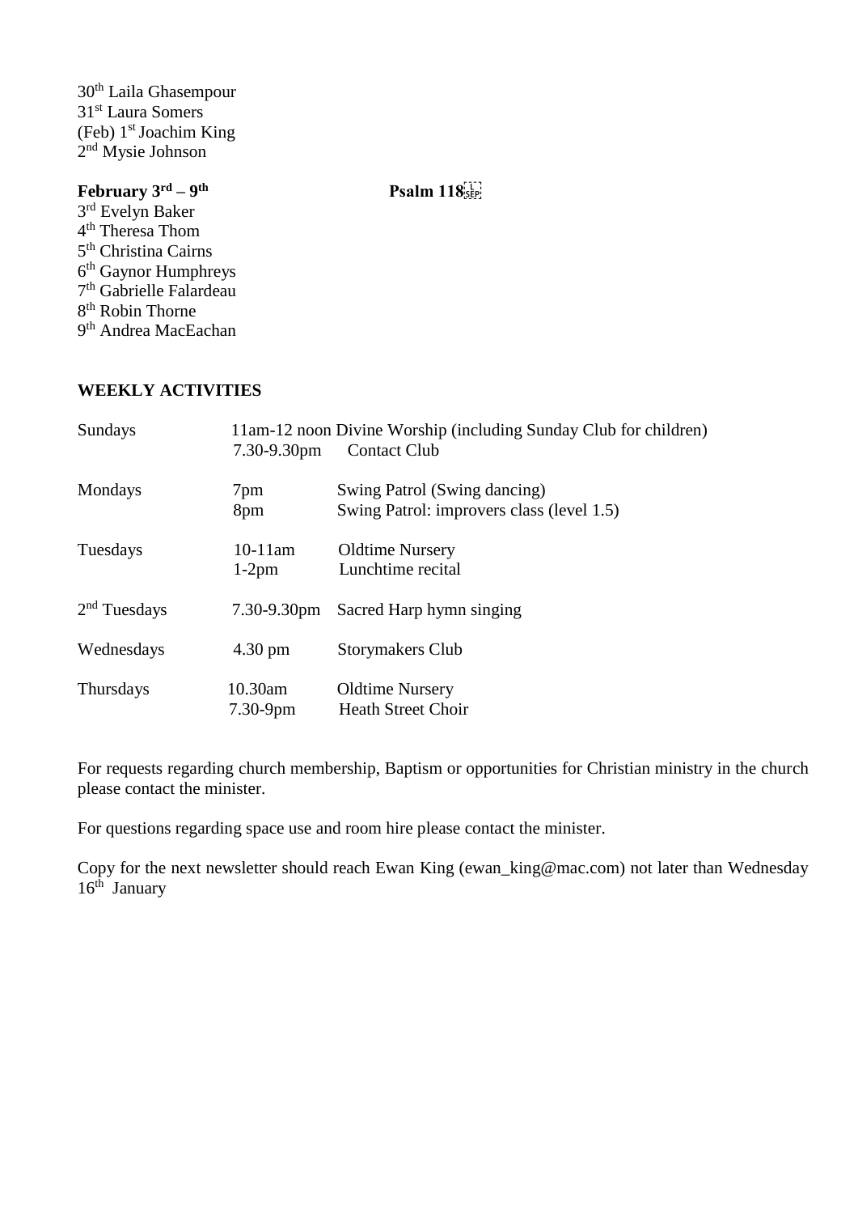30th Laila Ghasempour
31st Laura Somers
(Feb) 1st Joachim King
2nd Mysie Johnson

**February 3rd – 9th** **Psalm 118**

3rd Evelyn Baker
4th Theresa Thom
5th Christina Cairns
6th Gaynor Humphreys
7th Gabrielle Falardeau
8th Robin Thorne
9th Andrea MacEachan

## WEEKLY ACTIVITIES

| | | |
|---|---|---|
| Sundays | 11am-12 noon | Divine Worship (including Sunday Club for children) |
| | 7.30-9.30pm | Contact Club |
| Mondays | 7pm | Swing Patrol (Swing dancing) |
| | 8pm | Swing Patrol: improvers class (level 1.5) |
| Tuesdays | 10-11am | Oldtime Nursery |
| | 1-2pm | Lunchtime recital |
| 2nd Tuesdays | 7.30-9.30pm | Sacred Harp hymn singing |
| Wednesdays | 4.30 pm | Storymakers Club |
| Thursdays | 10.30am | Oldtime Nursery |
| | 7.30-9pm | Heath Street Choir |

For requests regarding church membership, Baptism or opportunities for Christian ministry in the church please contact the minister.

For questions regarding space use and room hire please contact the minister.

Copy for the next newsletter should reach Ewan King (ewan_king@mac.com) not later than Wednesday 16th January